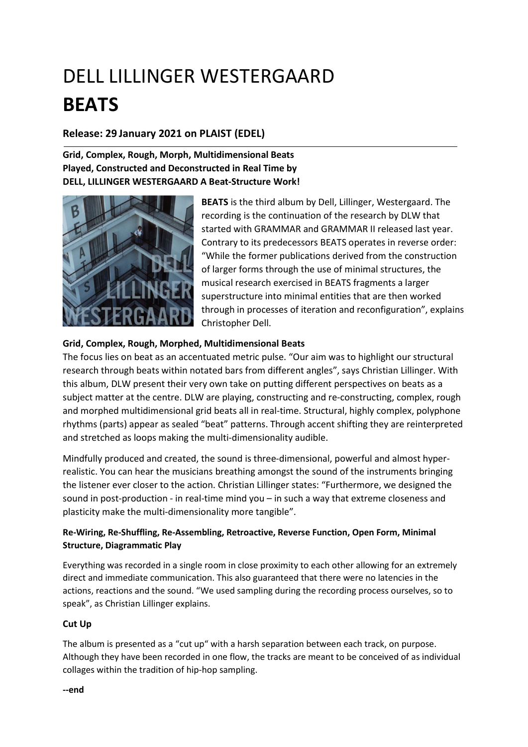# DELL LILLINGER WESTERGAARD
# **BEATS**

### Release: 29 January 2021 on PLAIST (EDEL)

**Grid, Complex, Rough, Morph, Multidimensional Beats Played, Constructed and Deconstructed in Real Time by DELL, LILLINGER WESTERGAARD A Beat-Structure Work!**

**BEATS** is the third album by Dell, Lillinger, Westergaard. The recording is the continuation of the research by DLW that started with GRAMMAR and GRAMMAR II released last year. Contrary to its predecessors BEATS operates in reverse order: "While the former publications derived from the construction of larger forms through the use of minimal structures, the musical research exercised in BEATS fragments a larger superstructure into minimal entities that are then worked through in processes of iteration and reconfiguration", explains Christopher Dell.

**Grid, Complex, Rough, Morphed, Multidimensional Beats**

The focus lies on beat as an accentuated metric pulse. "Our aim was to highlight our structural research through beats within notated bars from different angles", says Christian Lillinger. With this album, DLW present their very own take on putting different perspectives on beats as a subject matter at the centre. DLW are playing, constructing and re-constructing, complex, rough and morphed multidimensional grid beats all in real-time. Structural, highly complex, polyphone rhythms (parts) appear as sealed "beat" patterns. Through accent shifting they are reinterpreted and stretched as loops making the multi-dimensionality audible.

Mindfully produced and created, the sound is three-dimensional, powerful and almost hyper-realistic. You can hear the musicians breathing amongst the sound of the instruments bringing the listener ever closer to the action. Christian Lillinger states: "Furthermore, we designed the sound in post-production - in real-time mind you – in such a way that extreme closeness and plasticity make the multi-dimensionality more tangible".

**Re-Wiring, Re-Shuffling, Re-Assembling, Retroactive, Reverse Function, Open Form, Minimal Structure, Diagrammatic Play**

Everything was recorded in a single room in close proximity to each other allowing for an extremely direct and immediate communication. This also guaranteed that there were no latencies in the actions, reactions and the sound. "We used sampling during the recording process ourselves, so to speak", as Christian Lillinger explains.

**Cut Up**

The album is presented as a "cut up" with a harsh separation between each track, on purpose. Although they have been recorded in one flow, the tracks are meant to be conceived of as individual collages within the tradition of hip-hop sampling.

**--end**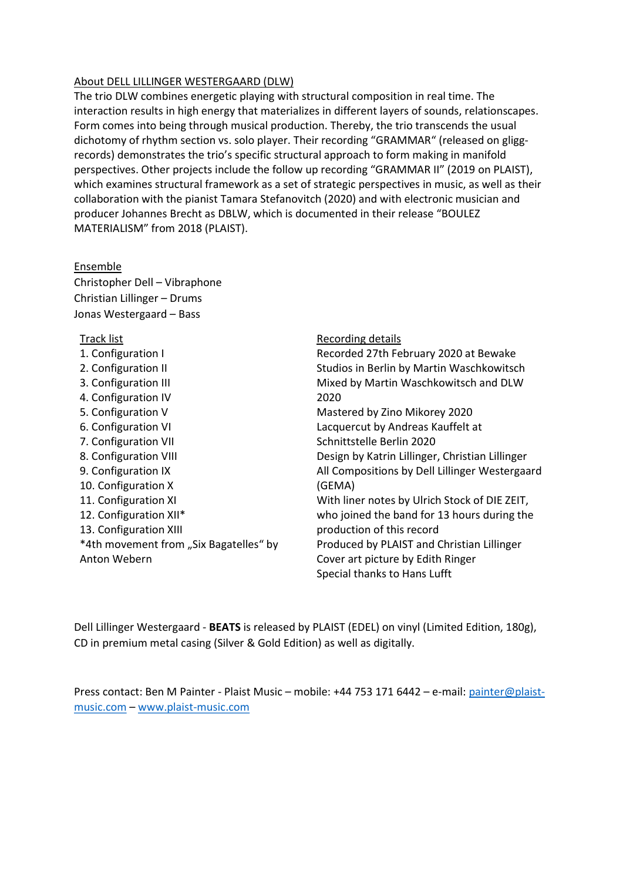## About DELL LILLINGER WESTERGAARD (DLW)

The trio DLW combines energetic playing with structural composition in real time. The interaction results in high energy that materializes in different layers of sounds, relationscapes. Form comes into being through musical production. Thereby, the trio transcends the usual dichotomy of rhythm section vs. solo player. Their recording "GRAMMAR" (released on gligg-records) demonstrates the trio's specific structural approach to form making in manifold perspectives. Other projects include the follow up recording "GRAMMAR II" (2019 on PLAIST), which examines structural framework as a set of strategic perspectives in music, as well as their collaboration with the pianist Tamara Stefanovitch (2020) and with electronic musician and producer Johannes Brecht as DBLW, which is documented in their release "BOULEZ MATERIALISM" from 2018 (PLAIST).

## Ensemble

Christopher Dell – Vibraphone
Christian Lillinger – Drums
Jonas Westergaard – Bass

## Track list

1. Configuration I
2. Configuration II
3. Configuration III
4. Configuration IV
5. Configuration V
6. Configuration VI
7. Configuration VII
8. Configuration VIII
9. Configuration IX
10. Configuration X
11. Configuration XI
12. Configuration XII*
13. Configuration XIII

*4th movement from „Six Bagatelles" by Anton Webern

## Recording details

Recorded 27th February 2020 at Bewake Studios in Berlin by Martin Waschkowitsch
Mixed by Martin Waschkowitsch and DLW 2020
Mastered by Zino Mikorey 2020
Lacquercut by Andreas Kauffelt at Schnittstelle Berlin 2020
Design by Katrin Lillinger, Christian Lillinger
All Compositions by Dell Lillinger Westergaard (GEMA)
With liner notes by Ulrich Stock of DIE ZEIT, who joined the band for 13 hours during the production of this record
Produced by PLAIST and Christian Lillinger
Cover art picture by Edith Ringer
Special thanks to Hans Lufft

Dell Lillinger Westergaard - **BEATS** is released by PLAIST (EDEL) on vinyl (Limited Edition, 180g), CD in premium metal casing (Silver & Gold Edition) as well as digitally.

Press contact: Ben M Painter - Plaist Music – mobile: +44 753 171 6442 – e-mail: painter@plaist-music.com – www.plaist-music.com